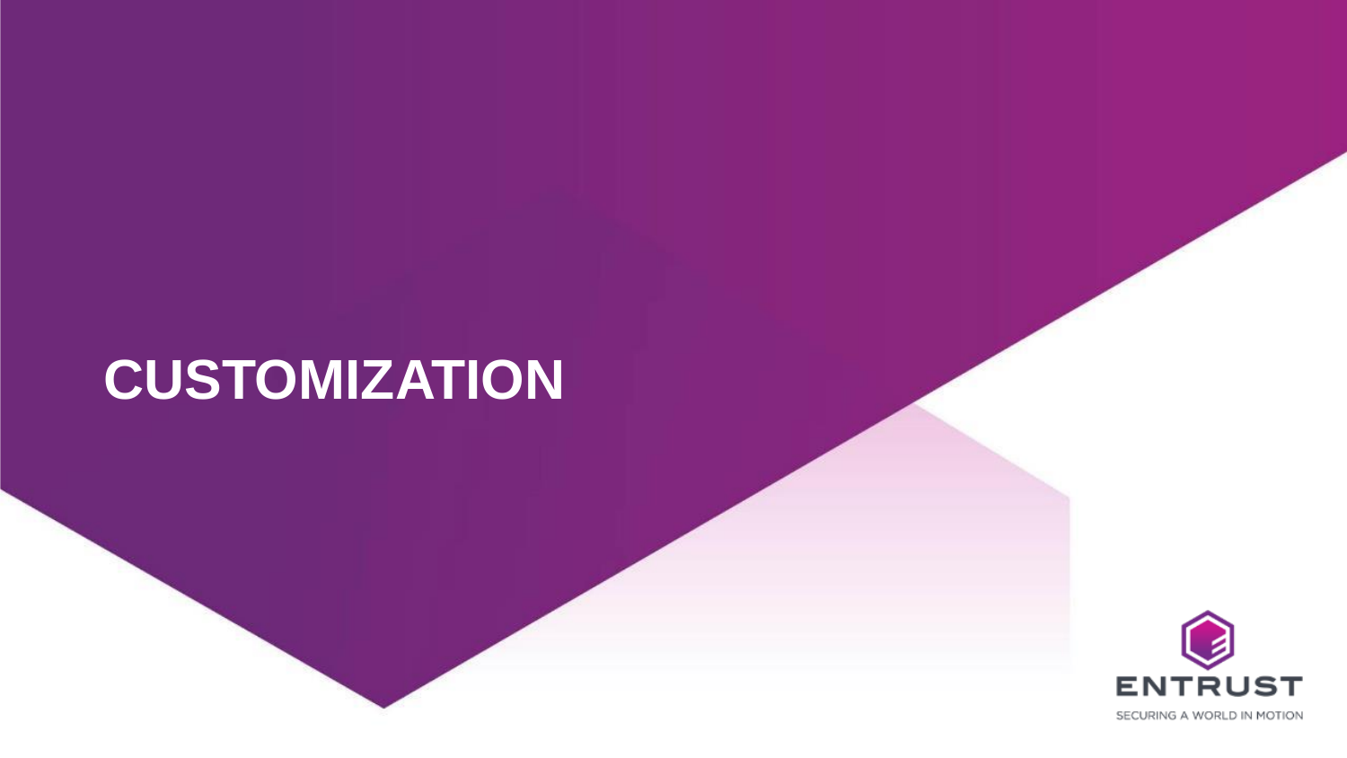# CUSTOMIZATION

ENTRUST

SECURING A WORLD IN MOTION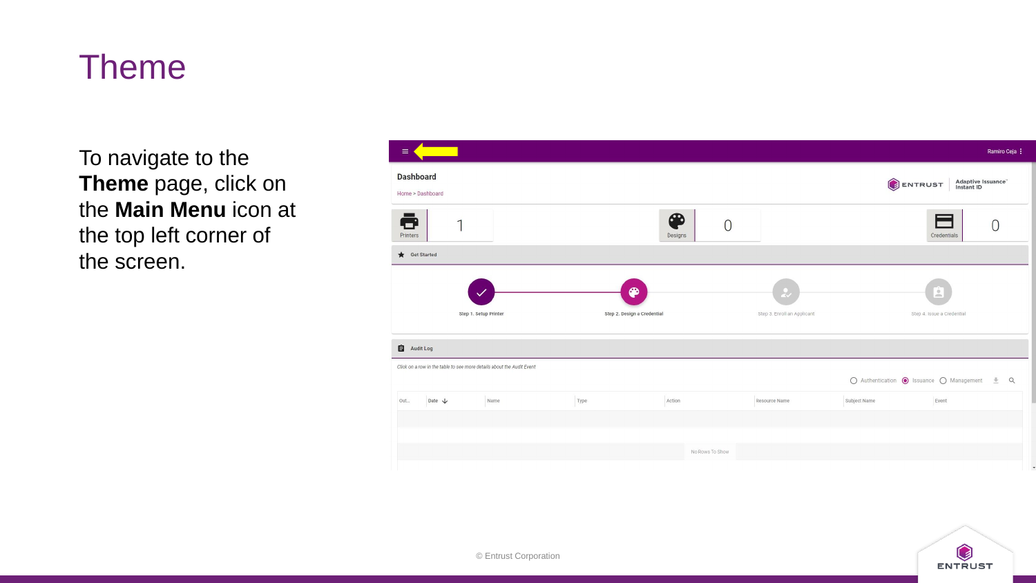# Theme

To navigate to the **Theme** page, click on the **Main Menu** icon at the top left corner of the screen.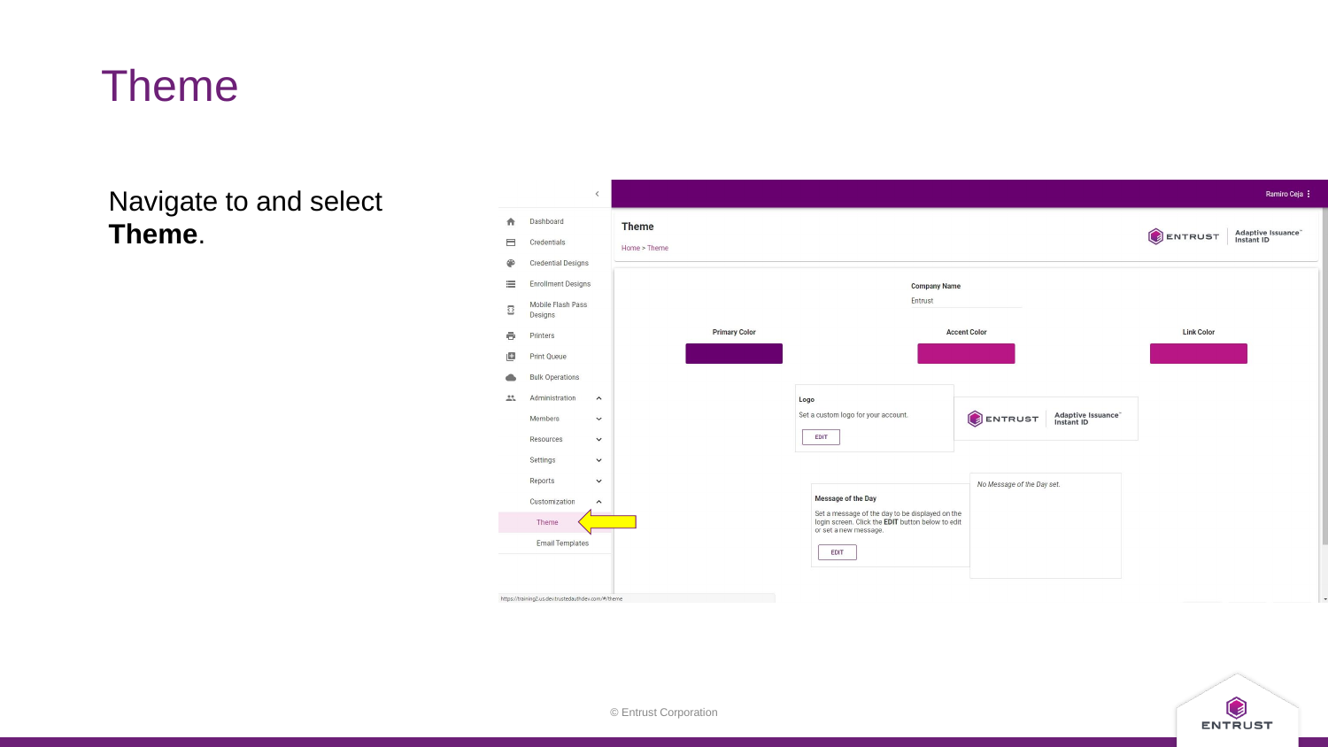# Theme

Navigate to and select **Theme**.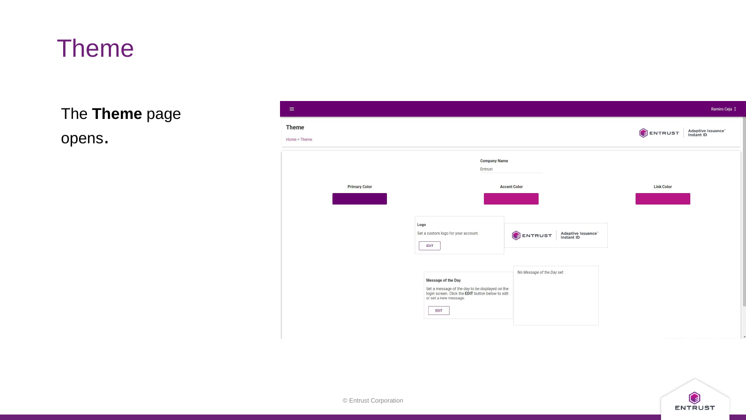# Theme

The **Theme** page opens.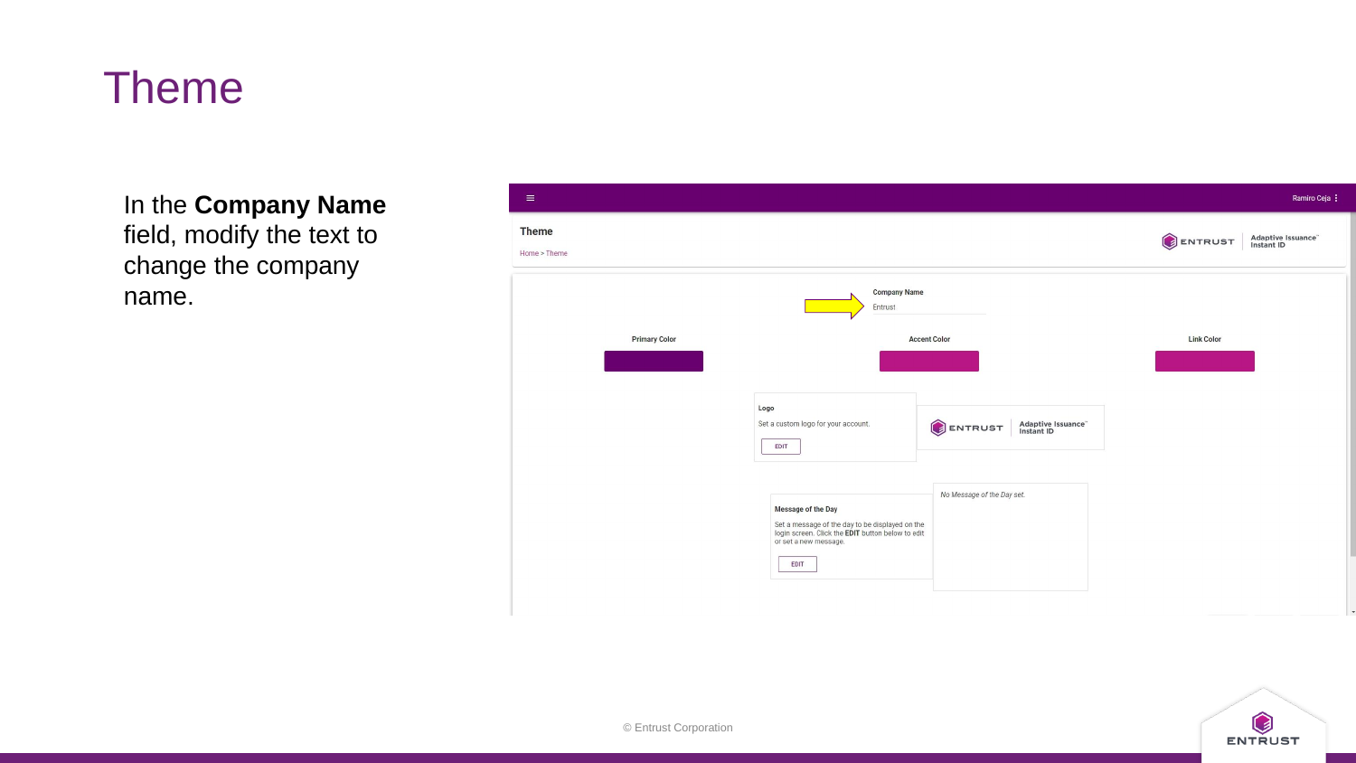# Theme

In the **Company Name** field, modify the text to change the company name.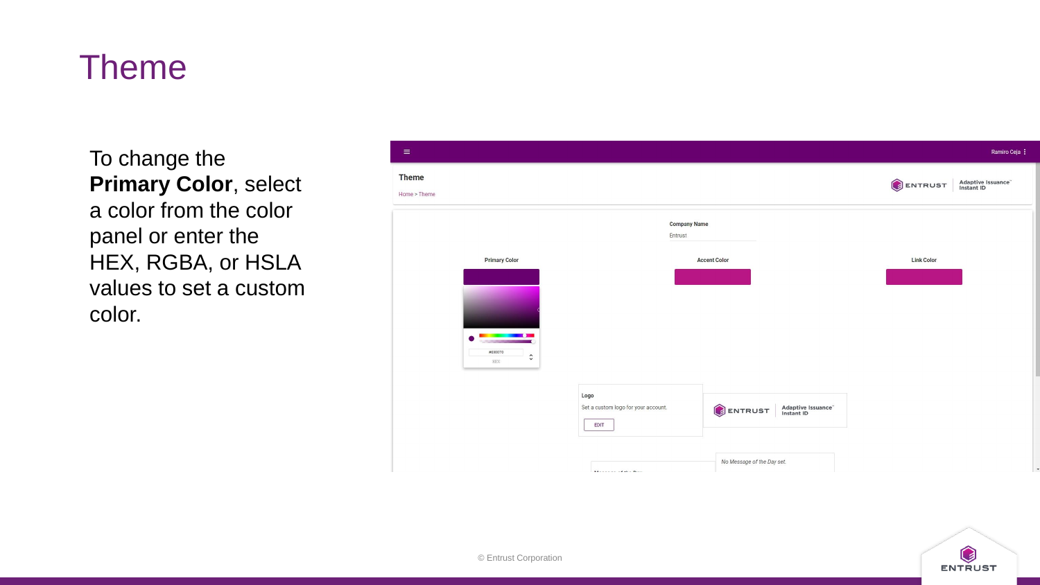# Theme

To change the **Primary Color**, select a color from the color panel or enter the HEX, RGBA, or HSLA values to set a custom color.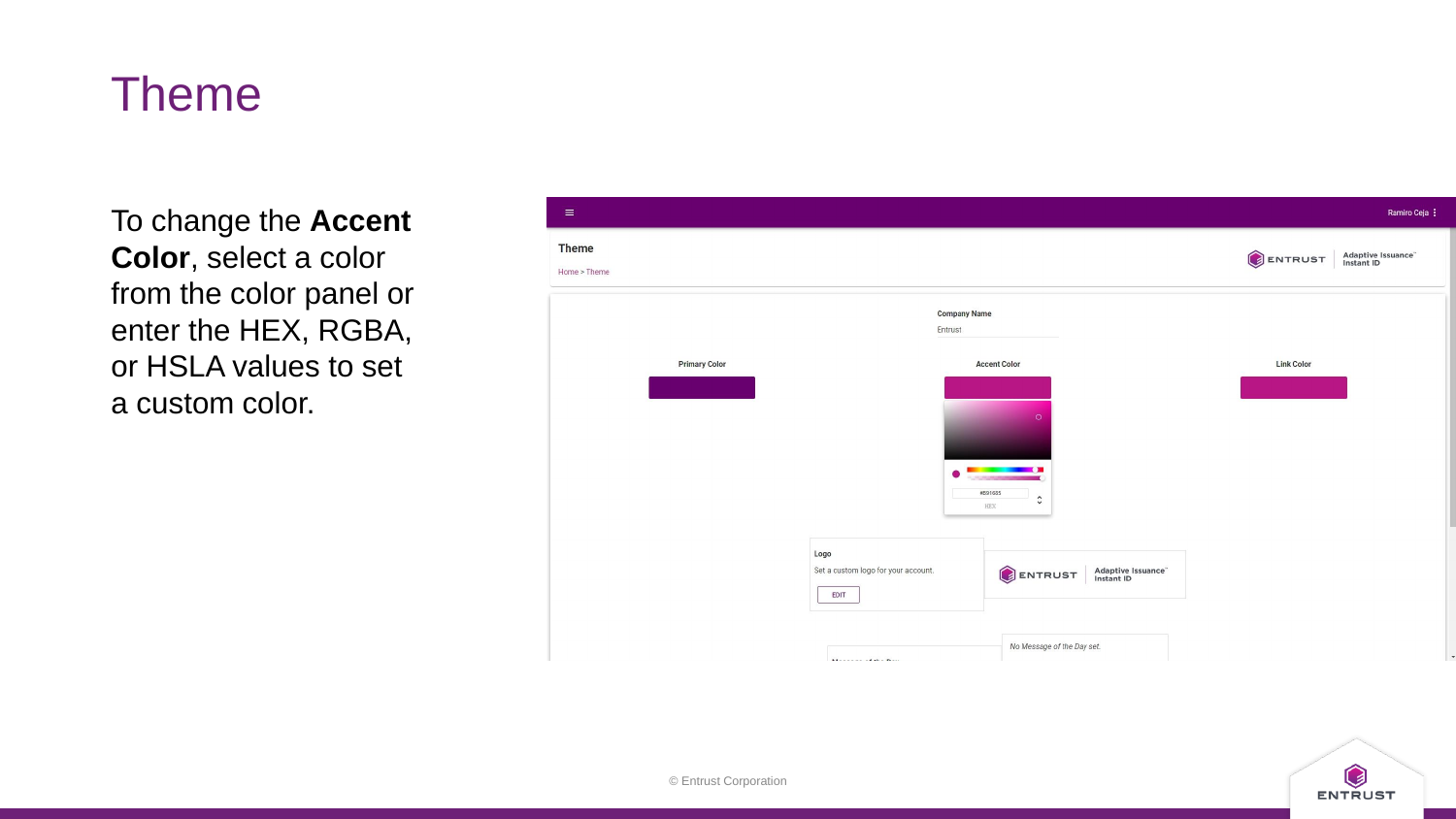# Theme

To change the **Accent Color**, select a color from the color panel or enter the HEX, RGBA, or HSLA values to set a custom color.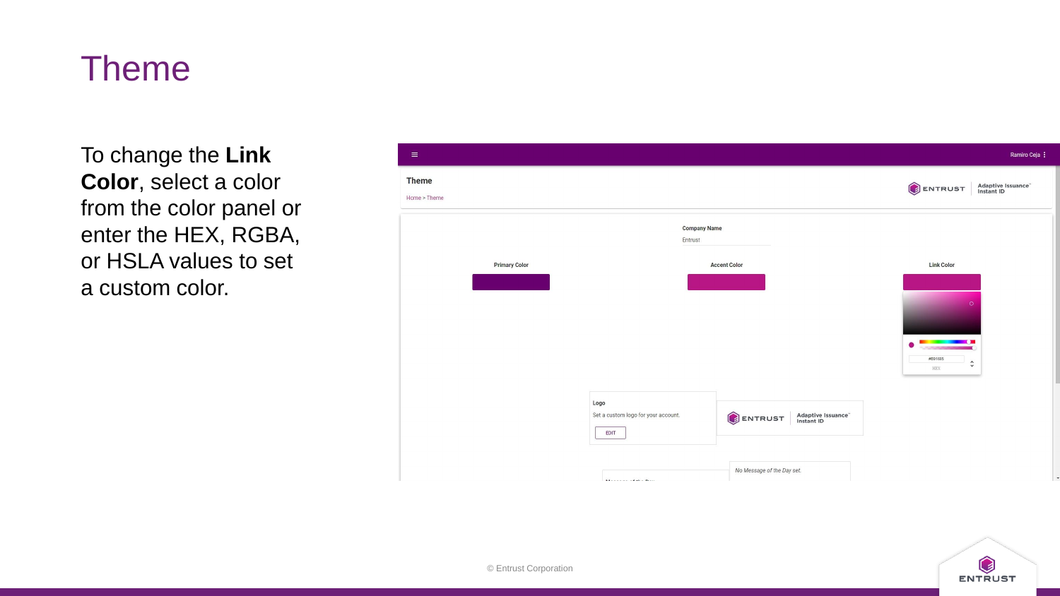# Theme

To change the **Link Color**, select a color from the color panel or enter the HEX, RGBA, or HSLA values to set a custom color.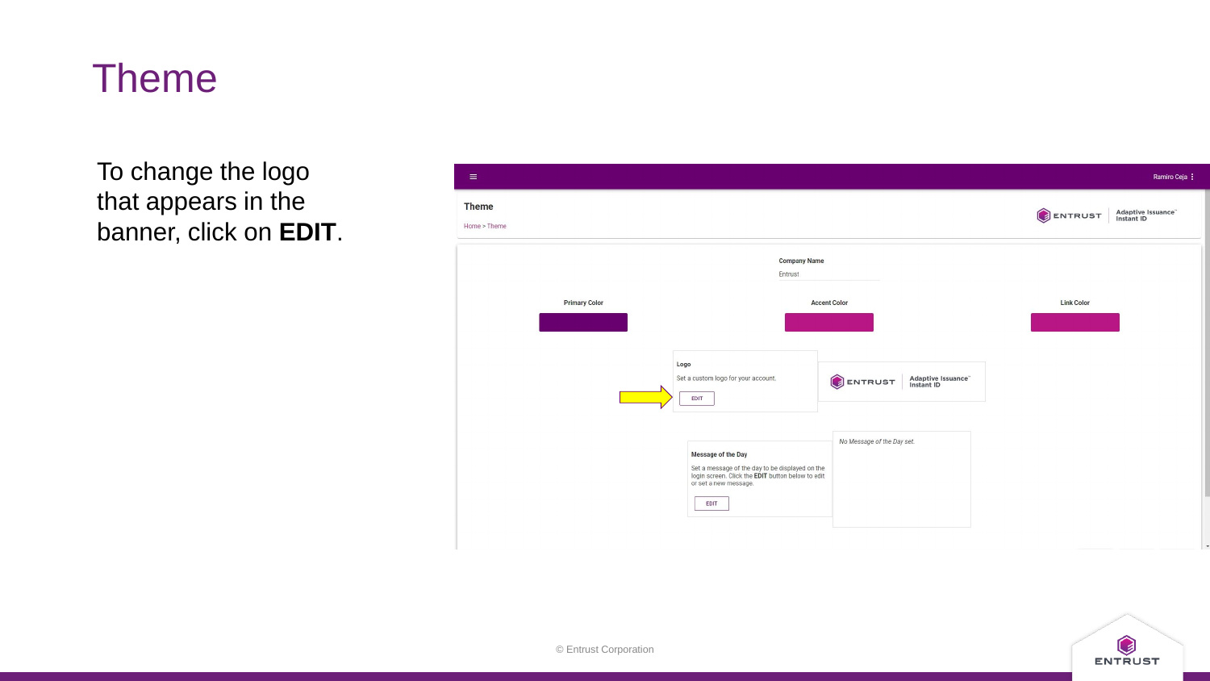# Theme

To change the logo that appears in the banner, click on **EDIT**.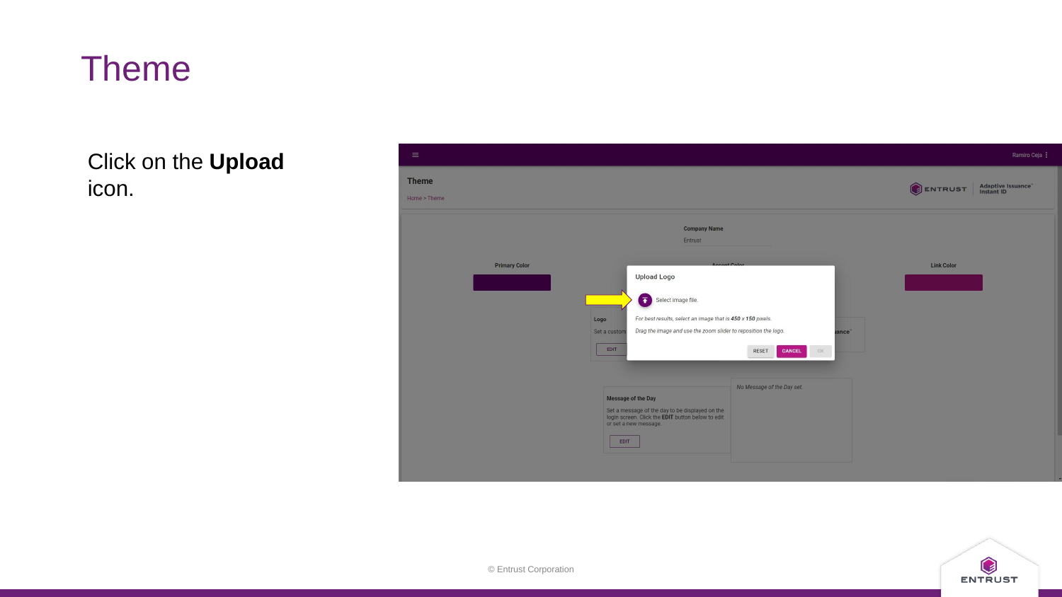# Theme

Click on the **Upload** icon.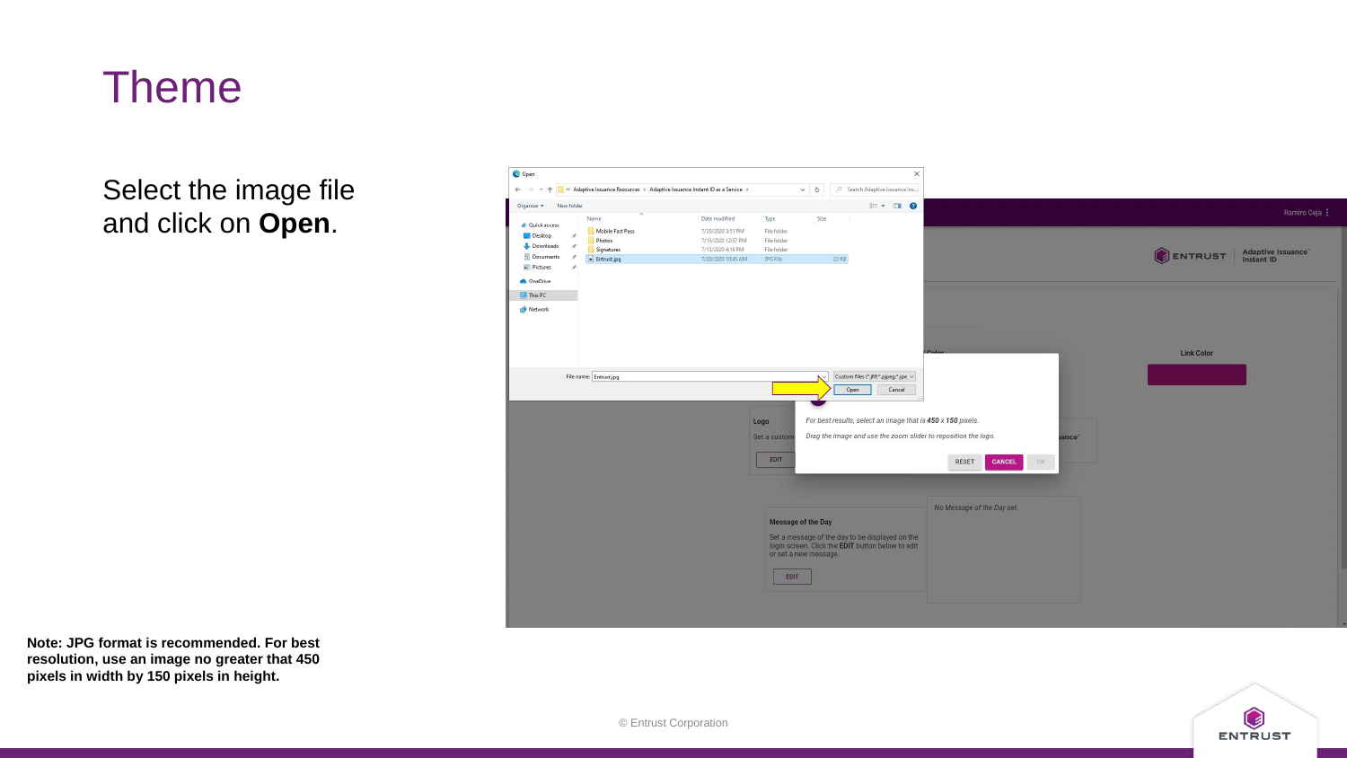# Theme

Select the image file and click on **Open**.

**Note: JPG format is recommended. For best resolution, use an image no greater that 450 pixels in width by 150 pixels in height.**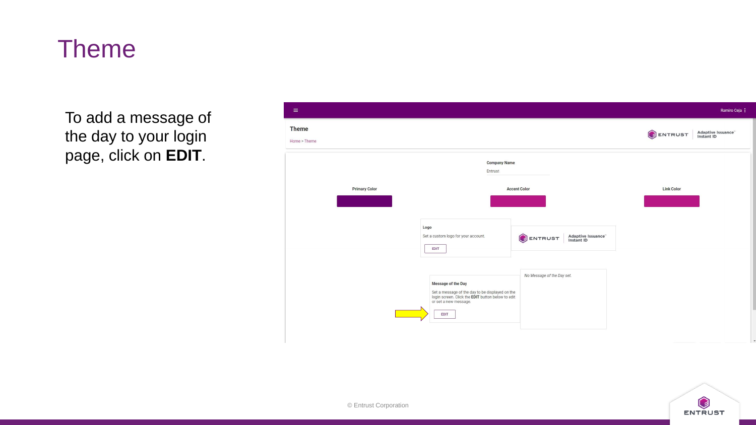# Theme

To add a message of the day to your login page, click on **EDIT**.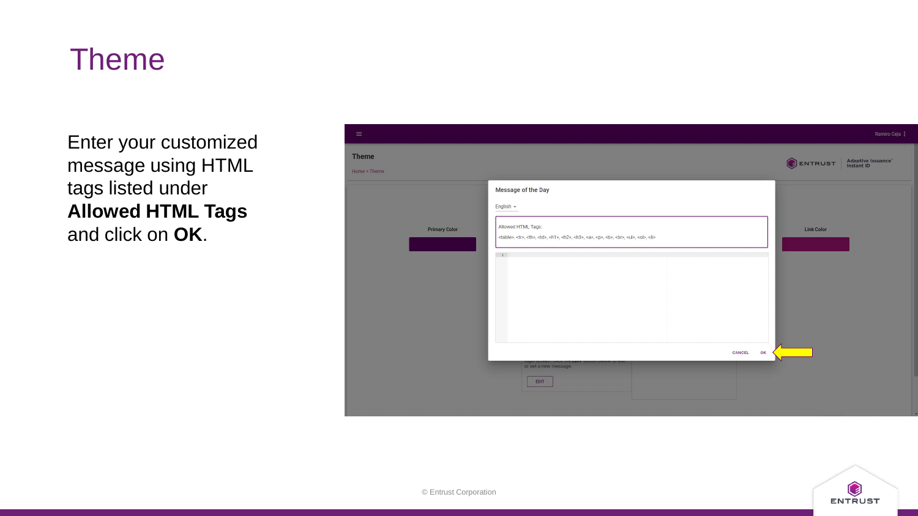# Theme

Enter your customized message using HTML tags listed under **Allowed HTML Tags** and click on **OK**.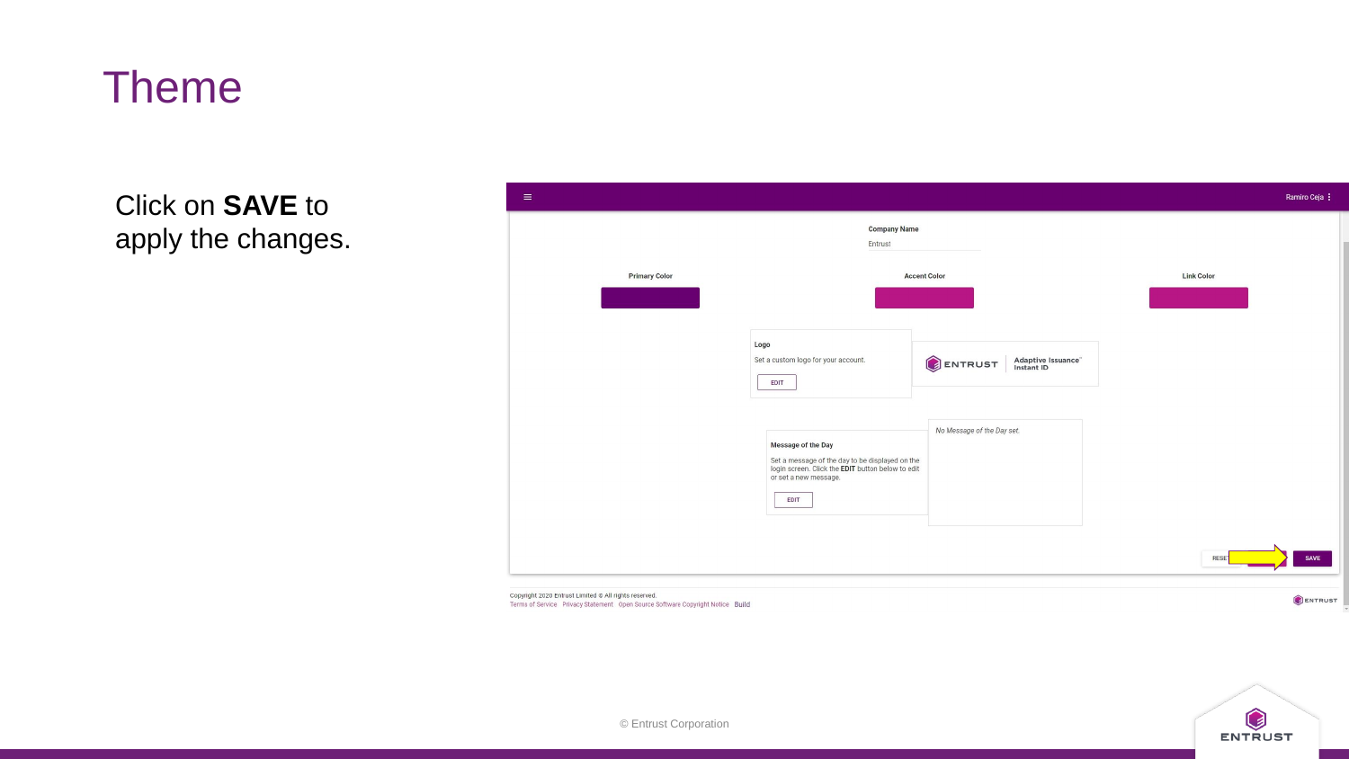# Theme

Click on **SAVE** to apply the changes.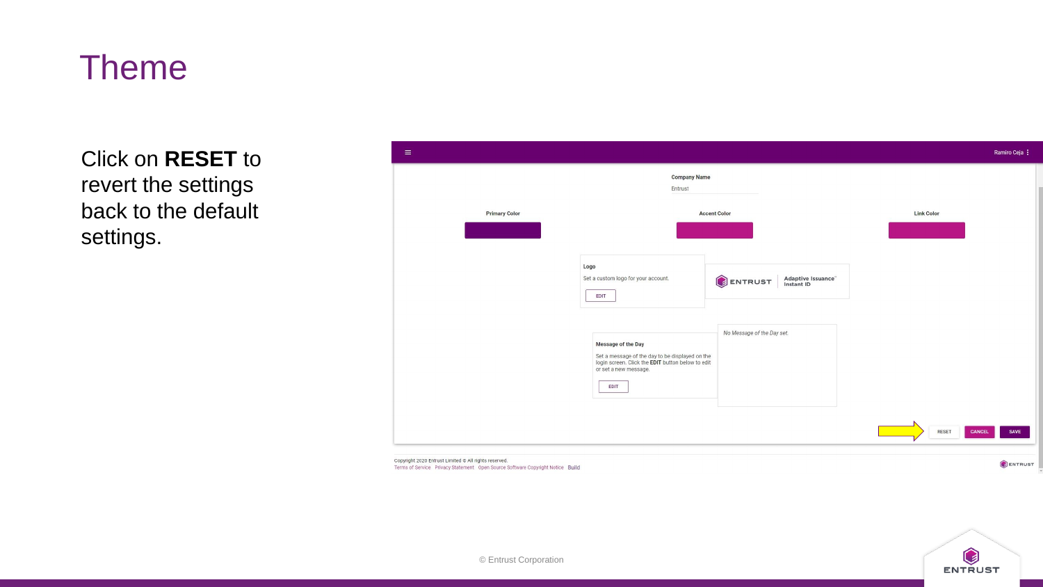# Theme

Click on **RESET** to revert the settings back to the default settings.

Company Name

Entrust

Primary Color

Accent Color

Link Color

Logo

Set a custom logo for your account.

EDIT

Message of the Day

Set a message of the day to be displayed on the login screen. Click the **EDIT** button below to edit or set a new message.

EDIT

No Message of the Day set.

RESET CANCEL SAVE

Copyright 2020 Entrust Limited © All rights reserved.

Terms of Service Privacy Statement Open Source Software Copyright Notice Build

© Entrust Corporation